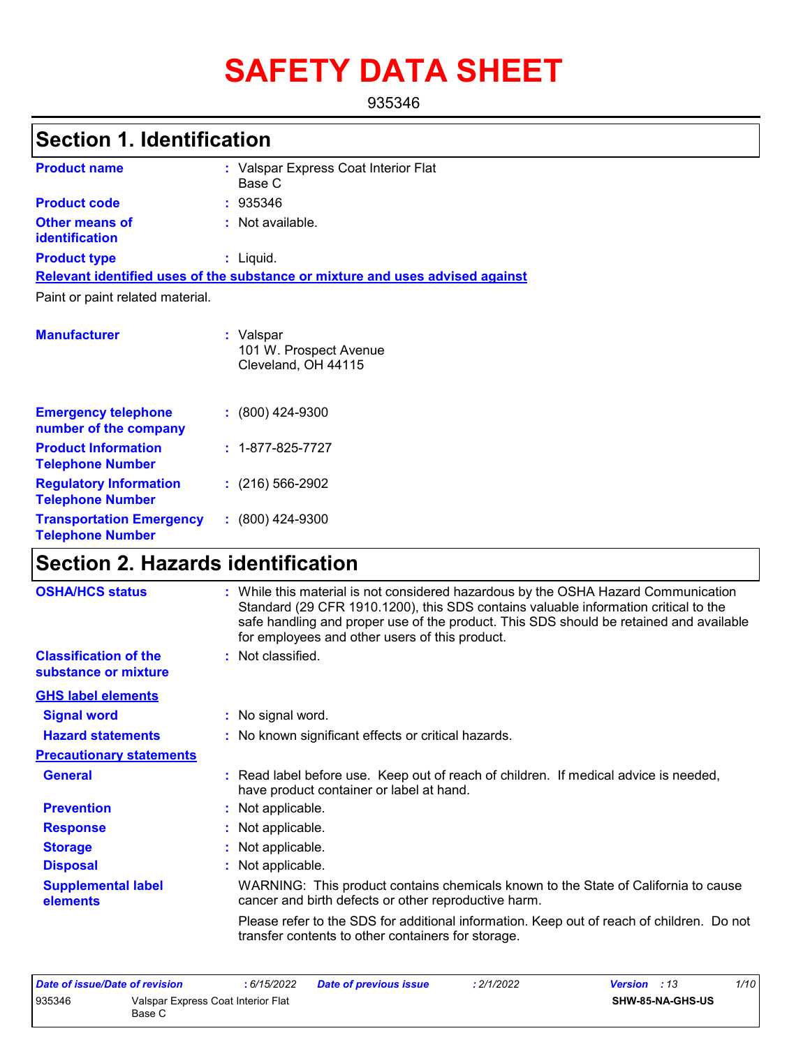# SAFETY DATA SHEET

935346

## Section 1. Identification

| | |
|---|---|
| **Product name** | : Valspar Express Coat Interior Flat Base C |
| **Product code** | : 935346 |
| **Other means of identification** | : Not available. |
| **Product type** | : Liquid. |

**Relevant identified uses of the substance or mixture and uses advised against**

Paint or paint related material.

| | |
|---|---|
| **Manufacturer** | : Valspar<br>101 W. Prospect Avenue<br>Cleveland, OH 44115 |
| **Emergency telephone number of the company** | : (800) 424-9300 |
| **Product Information Telephone Number** | : 1-877-825-7727 |
| **Regulatory Information Telephone Number** | : (216) 566-2902 |
| **Transportation Emergency Telephone Number** | : (800) 424-9300 |

## Section 2. Hazards identification

| | |
|---|---|
| **OSHA/HCS status** | : While this material is not considered hazardous by the OSHA Hazard Communication Standard (29 CFR 1910.1200), this SDS contains valuable information critical to the safe handling and proper use of the product. This SDS should be retained and available for employees and other users of this product. |
| **Classification of the substance or mixture** | : Not classified. |

**GHS label elements**

| | |
|---|---|
| **Signal word** | : No signal word. |
| **Hazard statements** | : No known significant effects or critical hazards. |

**Precautionary statements**

| | |
|---|---|
| **General** | : Read label before use. Keep out of reach of children. If medical advice is needed, have product container or label at hand. |
| **Prevention** | : Not applicable. |
| **Response** | : Not applicable. |
| **Storage** | : Not applicable. |
| **Disposal** | : Not applicable. |
| **Supplemental label elements** | WARNING: This product contains chemicals known to the State of California to cause cancer and birth defects or other reproductive harm.<br><br>Please refer to the SDS for additional information. Keep out of reach of children. Do not transfer contents to other containers for storage. |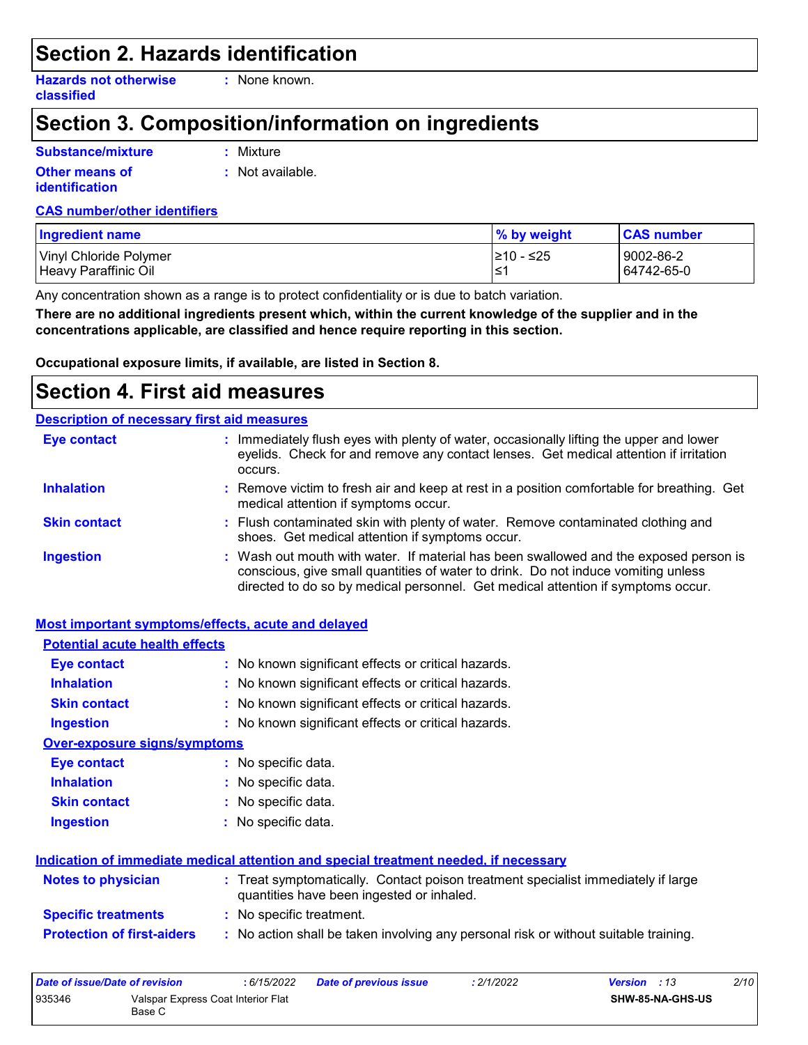## Section 2. Hazards identification

**Hazards not otherwise classified** : None known.

## Section 3. Composition/information on ingredients

**Substance/mixture** : Mixture

**Other means of identification** : Not available.

**CAS number/other identifiers**

| Ingredient name | % by weight | CAS number |
|---|---|---|
| Vinyl Chloride Polymer | ≥10 - ≤25 | 9002-86-2 |
| Heavy Paraffinic Oil | ≤1 | 64742-65-0 |

Any concentration shown as a range is to protect confidentiality or is due to batch variation.

**There are no additional ingredients present which, within the current knowledge of the supplier and in the concentrations applicable, are classified and hence require reporting in this section.**

**Occupational exposure limits, if available, are listed in Section 8.**

## Section 4. First aid measures

**Description of necessary first aid measures**

**Eye contact** : Immediately flush eyes with plenty of water, occasionally lifting the upper and lower eyelids. Check for and remove any contact lenses. Get medical attention if irritation occurs.

**Inhalation** : Remove victim to fresh air and keep at rest in a position comfortable for breathing. Get medical attention if symptoms occur.

**Skin contact** : Flush contaminated skin with plenty of water. Remove contaminated clothing and shoes. Get medical attention if symptoms occur.

**Ingestion** : Wash out mouth with water. If material has been swallowed and the exposed person is conscious, give small quantities of water to drink. Do not induce vomiting unless directed to do so by medical personnel. Get medical attention if symptoms occur.

**Most important symptoms/effects, acute and delayed**

**Potential acute health effects**

**Eye contact** : No known significant effects or critical hazards.

**Inhalation** : No known significant effects or critical hazards.

**Skin contact** : No known significant effects or critical hazards.

**Ingestion** : No known significant effects or critical hazards.

**Over-exposure signs/symptoms**

**Eye contact** : No specific data.

**Inhalation** : No specific data.

**Skin contact** : No specific data.

**Ingestion** : No specific data.

**Indication of immediate medical attention and special treatment needed, if necessary**

**Notes to physician** : Treat symptomatically. Contact poison treatment specialist immediately if large quantities have been ingested or inhaled.

**Specific treatments** : No specific treatment.

**Protection of first-aiders** : No action shall be taken involving any personal risk or without suitable training.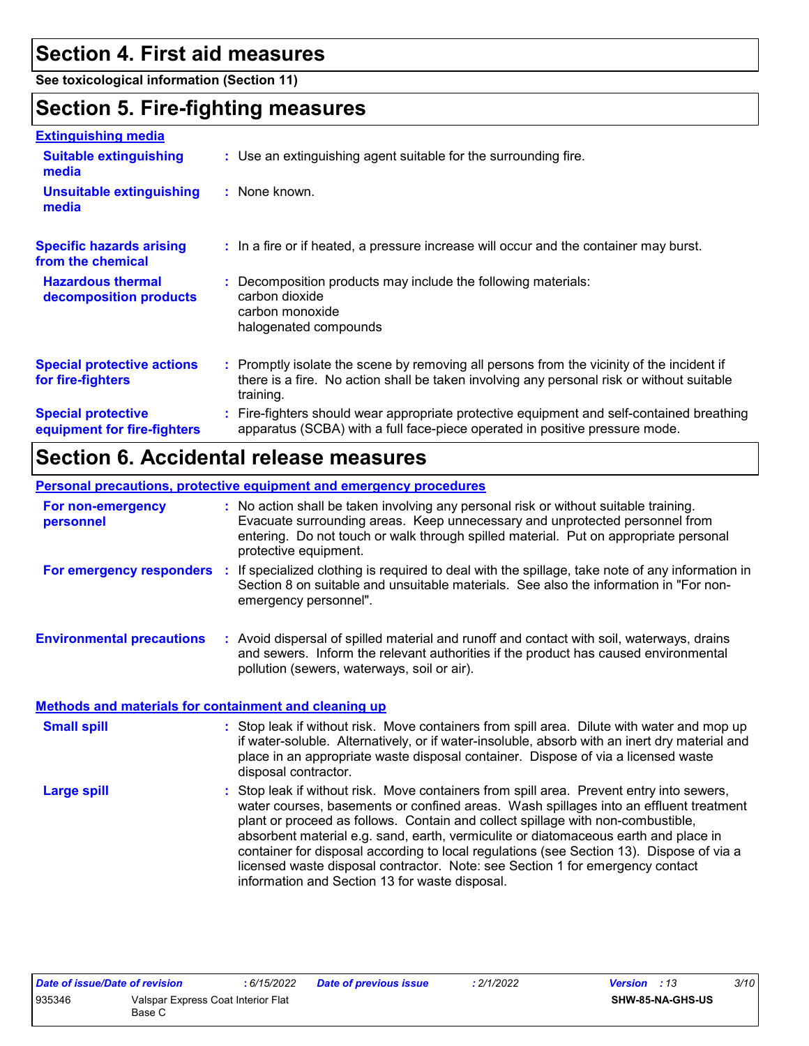# Section 4. First aid measures

**See toxicological information (Section 11)**

# Section 5. Fire-fighting measures

### Extinguishing media

**Suitable extinguishing media** : Use an extinguishing agent suitable for the surrounding fire.

**Unsuitable extinguishing media** : None known.

**Specific hazards arising from the chemical** : In a fire or if heated, a pressure increase will occur and the container may burst.

**Hazardous thermal decomposition products** : Decomposition products may include the following materials:
carbon dioxide
carbon monoxide
halogenated compounds

**Special protective actions for fire-fighters** : Promptly isolate the scene by removing all persons from the vicinity of the incident if there is a fire. No action shall be taken involving any personal risk or without suitable training.

**Special protective equipment for fire-fighters** : Fire-fighters should wear appropriate protective equipment and self-contained breathing apparatus (SCBA) with a full face-piece operated in positive pressure mode.

# Section 6. Accidental release measures

### Personal precautions, protective equipment and emergency procedures

**For non-emergency personnel** : No action shall be taken involving any personal risk or without suitable training. Evacuate surrounding areas. Keep unnecessary and unprotected personnel from entering. Do not touch or walk through spilled material. Put on appropriate personal protective equipment.

**For emergency responders** : If specialized clothing is required to deal with the spillage, take note of any information in Section 8 on suitable and unsuitable materials. See also the information in "For non-emergency personnel".

**Environmental precautions** : Avoid dispersal of spilled material and runoff and contact with soil, waterways, drains and sewers. Inform the relevant authorities if the product has caused environmental pollution (sewers, waterways, soil or air).

### Methods and materials for containment and cleaning up

**Small spill** : Stop leak if without risk. Move containers from spill area. Dilute with water and mop up if water-soluble. Alternatively, or if water-insoluble, absorb with an inert dry material and place in an appropriate waste disposal container. Dispose of via a licensed waste disposal contractor.

**Large spill** : Stop leak if without risk. Move containers from spill area. Prevent entry into sewers, water courses, basements or confined areas. Wash spillages into an effluent treatment plant or proceed as follows. Contain and collect spillage with non-combustible, absorbent material e.g. sand, earth, vermiculite or diatomaceous earth and place in container for disposal according to local regulations (see Section 13). Dispose of via a licensed waste disposal contractor. Note: see Section 1 for emergency contact information and Section 13 for waste disposal.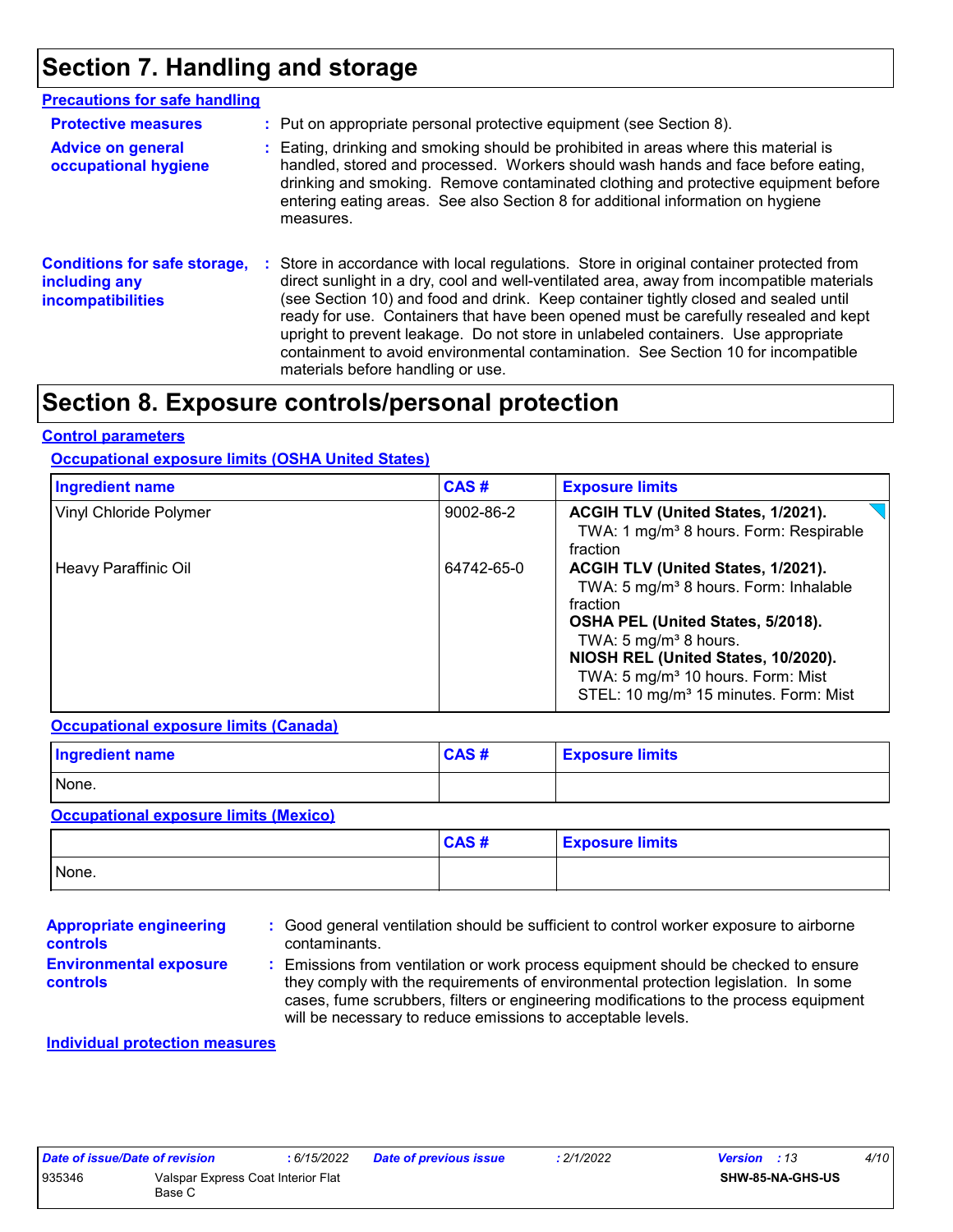# Section 7. Handling and storage

## Precautions for safe handling

**Protective measures** : Put on appropriate personal protective equipment (see Section 8).

**Advice on general occupational hygiene** : Eating, drinking and smoking should be prohibited in areas where this material is handled, stored and processed. Workers should wash hands and face before eating, drinking and smoking. Remove contaminated clothing and protective equipment before entering eating areas. See also Section 8 for additional information on hygiene measures.

**Conditions for safe storage, including any incompatibilities** : Store in accordance with local regulations. Store in original container protected from direct sunlight in a dry, cool and well-ventilated area, away from incompatible materials (see Section 10) and food and drink. Keep container tightly closed and sealed until ready for use. Containers that have been opened must be carefully resealed and kept upright to prevent leakage. Do not store in unlabeled containers. Use appropriate containment to avoid environmental contamination. See Section 10 for incompatible materials before handling or use.

# Section 8. Exposure controls/personal protection

## Control parameters

### Occupational exposure limits (OSHA United States)

| Ingredient name | CAS # | Exposure limits |
|---|---|---|
| Vinyl Chloride Polymer | 9002-86-2 | **ACGIH TLV (United States, 1/2021).**<br>TWA: 1 mg/m³ 8 hours. Form: Respirable fraction |
| Heavy Paraffinic Oil | 64742-65-0 | **ACGIH TLV (United States, 1/2021).**<br>TWA: 5 mg/m³ 8 hours. Form: Inhalable fraction<br>**OSHA PEL (United States, 5/2018).**<br>TWA: 5 mg/m³ 8 hours.<br>**NIOSH REL (United States, 10/2020).**<br>TWA: 5 mg/m³ 10 hours. Form: Mist<br>STEL: 10 mg/m³ 15 minutes. Form: Mist |

### Occupational exposure limits (Canada)

| Ingredient name | CAS # | Exposure limits |
|---|---|---|
| None. | | |

### Occupational exposure limits (Mexico)

| | CAS # | Exposure limits |
|---|---|---|
| None. | | |

**Appropriate engineering controls** : Good general ventilation should be sufficient to control worker exposure to airborne contaminants.

**Environmental exposure controls** : Emissions from ventilation or work process equipment should be checked to ensure they comply with the requirements of environmental protection legislation. In some cases, fume scrubbers, filters or engineering modifications to the process equipment will be necessary to reduce emissions to acceptable levels.

## Individual protection measures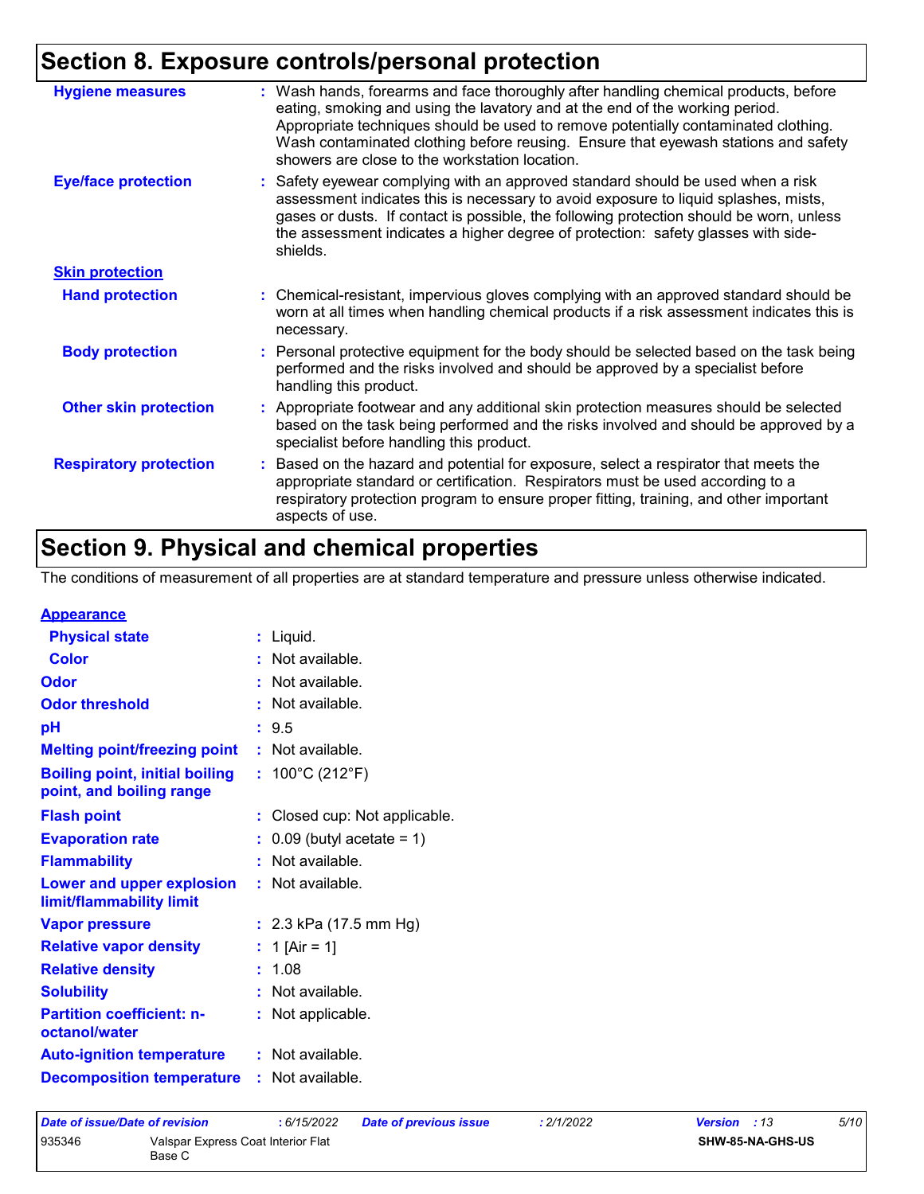## Section 8. Exposure controls/personal protection

**Hygiene measures** : Wash hands, forearms and face thoroughly after handling chemical products, before eating, smoking and using the lavatory and at the end of the working period. Appropriate techniques should be used to remove potentially contaminated clothing. Wash contaminated clothing before reusing. Ensure that eyewash stations and safety showers are close to the workstation location.

**Eye/face protection** : Safety eyewear complying with an approved standard should be used when a risk assessment indicates this is necessary to avoid exposure to liquid splashes, mists, gases or dusts. If contact is possible, the following protection should be worn, unless the assessment indicates a higher degree of protection: safety glasses with side-shields.

**Skin protection**

**Hand protection** : Chemical-resistant, impervious gloves complying with an approved standard should be worn at all times when handling chemical products if a risk assessment indicates this is necessary.

**Body protection** : Personal protective equipment for the body should be selected based on the task being performed and the risks involved and should be approved by a specialist before handling this product.

**Other skin protection** : Appropriate footwear and any additional skin protection measures should be selected based on the task being performed and the risks involved and should be approved by a specialist before handling this product.

**Respiratory protection** : Based on the hazard and potential for exposure, select a respirator that meets the appropriate standard or certification. Respirators must be used according to a respiratory protection program to ensure proper fitting, training, and other important aspects of use.

## Section 9. Physical and chemical properties

The conditions of measurement of all properties are at standard temperature and pressure unless otherwise indicated.

**Appearance**

| Property | Value |
|---|---|
| Physical state | Liquid. |
| Color | Not available. |
| Odor | Not available. |
| Odor threshold | Not available. |
| pH | 9.5 |
| Melting point/freezing point | Not available. |
| Boiling point, initial boiling point, and boiling range | 100°C (212°F) |
| Flash point | Closed cup: Not applicable. |
| Evaporation rate | 0.09 (butyl acetate = 1) |
| Flammability | Not available. |
| Lower and upper explosion limit/flammability limit | Not available. |
| Vapor pressure | 2.3 kPa (17.5 mm Hg) |
| Relative vapor density | 1 [Air = 1] |
| Relative density | 1.08 |
| Solubility | Not available. |
| Partition coefficient: n-octanol/water | Not applicable. |
| Auto-ignition temperature | Not available. |
| Decomposition temperature | Not available. |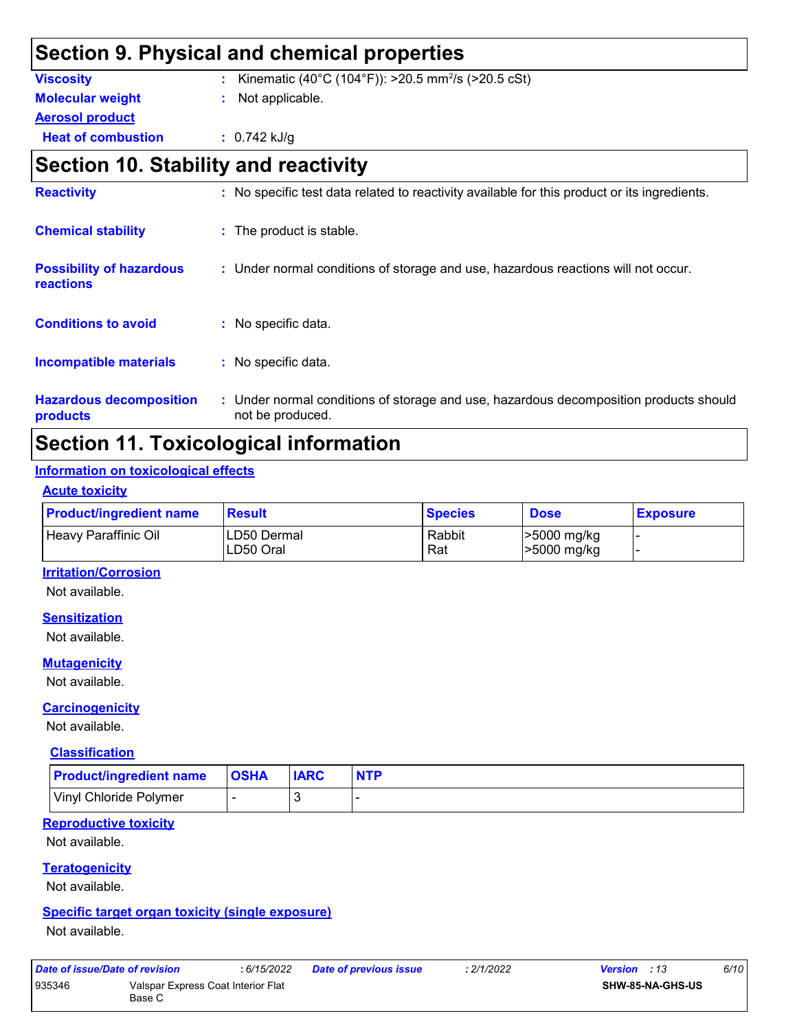## Section 9. Physical and chemical properties

**Viscosity** : Kinematic (40°C (104°F)): >20.5 $mm^2/s$ (>20.5 cSt)

**Molecular weight** : Not applicable.

**Aerosol product**

**Heat of combustion** : 0.742 kJ/g

## Section 10. Stability and reactivity

**Reactivity** : No specific test data related to reactivity available for this product or its ingredients.

**Chemical stability** : The product is stable.

**Possibility of hazardous reactions** : Under normal conditions of storage and use, hazardous reactions will not occur.

**Conditions to avoid** : No specific data.

**Incompatible materials** : No specific data.

**Hazardous decomposition products** : Under normal conditions of storage and use, hazardous decomposition products should not be produced.

## Section 11. Toxicological information

### Information on toxicological effects

#### Acute toxicity

| Product/ingredient name | Result | Species | Dose | Exposure |
|---|---|---|---|---|
| Heavy Paraffinic Oil | LD50 Dermal<br>LD50 Oral | Rabbit<br>Rat | >5000 mg/kg<br>>5000 mg/kg | -<br>- |

#### Irritation/Corrosion

Not available.

#### Sensitization

Not available.

#### Mutagenicity

Not available.

#### Carcinogenicity

Not available.

##### Classification

| Product/ingredient name | OSHA | IARC | NTP |
|---|---|---|---|
| Vinyl Chloride Polymer | - | 3 | - |

#### Reproductive toxicity

Not available.

#### Teratogenicity

Not available.

#### Specific target organ toxicity (single exposure)

Not available.

| Date of issue/Date of revision | : 6/15/2022 | Date of previous issue | : 2/1/2022 | Version : 13 |
|---|---|---|---|---|
| 935346 | Valspar Express Coat Interior Flat Base C | | | SHW-85-NA-GHS-US |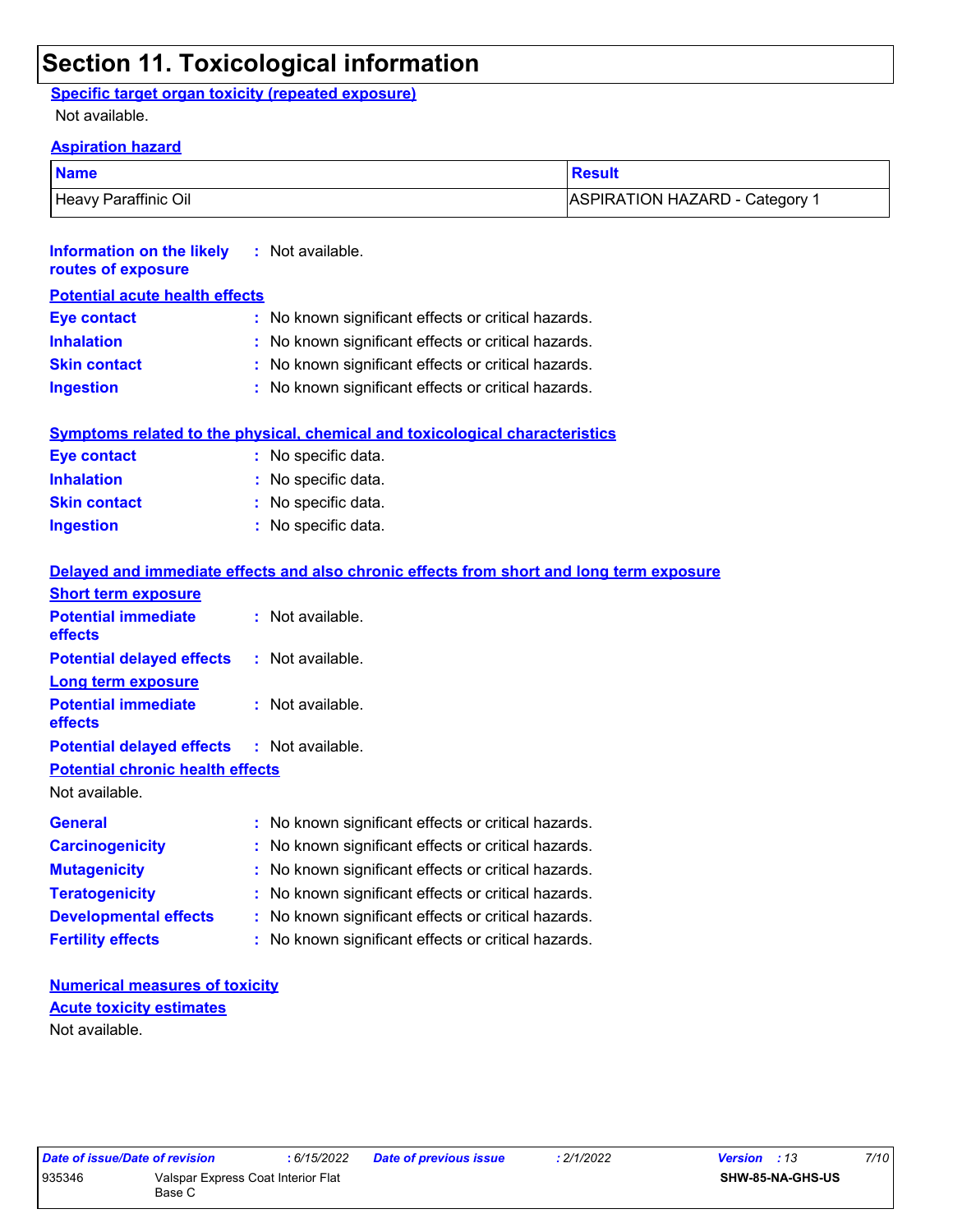# Section 11. Toxicological information

**Specific target organ toxicity (repeated exposure)**

Not available.

**Aspiration hazard**

| Name | Result |
| --- | --- |
| Heavy Paraffinic Oil | ASPIRATION HAZARD - Category 1 |

**Information on the likely routes of exposure** : Not available.

**Potential acute health effects**

**Eye contact** : No known significant effects or critical hazards.

**Inhalation** : No known significant effects or critical hazards.

**Skin contact** : No known significant effects or critical hazards.

**Ingestion** : No known significant effects or critical hazards.

**Symptoms related to the physical, chemical and toxicological characteristics**

**Eye contact** : No specific data.

**Inhalation** : No specific data.

**Skin contact** : No specific data.

**Ingestion** : No specific data.

**Delayed and immediate effects and also chronic effects from short and long term exposure**

**Short term exposure**

**Potential immediate effects** : Not available.

**Potential delayed effects** : Not available.

**Long term exposure**

**Potential immediate effects** : Not available.

**Potential delayed effects** : Not available.

**Potential chronic health effects**

Not available.

**General** : No known significant effects or critical hazards.

**Carcinogenicity** : No known significant effects or critical hazards.

**Mutagenicity** : No known significant effects or critical hazards.

**Teratogenicity** : No known significant effects or critical hazards.

**Developmental effects** : No known significant effects or critical hazards.

**Fertility effects** : No known significant effects or critical hazards.

**Numerical measures of toxicity**

**Acute toxicity estimates**

Not available.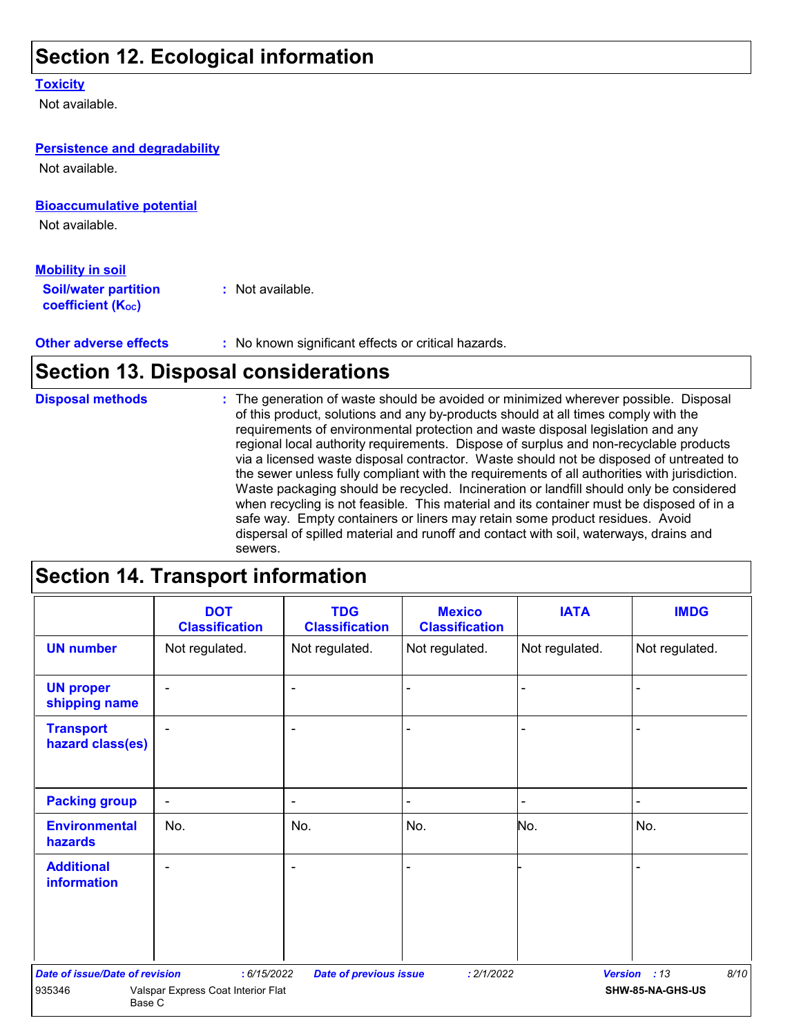## Section 12. Ecological information

### Toxicity

Not available.

### Persistence and degradability

Not available.

### Bioaccumulative potential

Not available.

### Mobility in soil

**Soil/water partition coefficient ($K_{OC}$)** : Not available.

**Other adverse effects** : No known significant effects or critical hazards.

## Section 13. Disposal considerations

**Disposal methods** : The generation of waste should be avoided or minimized wherever possible. Disposal of this product, solutions and any by-products should at all times comply with the requirements of environmental protection and waste disposal legislation and any regional local authority requirements. Dispose of surplus and non-recyclable products via a licensed waste disposal contractor. Waste should not be disposed of untreated to the sewer unless fully compliant with the requirements of all authorities with jurisdiction. Waste packaging should be recycled. Incineration or landfill should only be considered when recycling is not feasible. This material and its container must be disposed of in a safe way. Empty containers or liners may retain some product residues. Avoid dispersal of spilled material and runoff and contact with soil, waterways, drains and sewers.

## Section 14. Transport information

| | DOT Classification | TDG Classification | Mexico Classification | IATA | IMDG |
|---|---|---|---|---|---|
| UN number | Not regulated. | Not regulated. | Not regulated. | Not regulated. | Not regulated. |
| UN proper shipping name | - | - | - | - | - |
| Transport hazard class(es) | - | - | - | - | - |
| Packing group | - | - | - | - | - |
| Environmental hazards | No. | No. | No. | No. | No. |
| Additional information | - | - | - | - | - |

*Date of issue/Date of revision* : 6/15/2022 *Date of previous issue* : 2/1/2022 *Version* : 13

935346 Valspar Express Coat Interior Flat Base C SHW-85-NA-GHS-US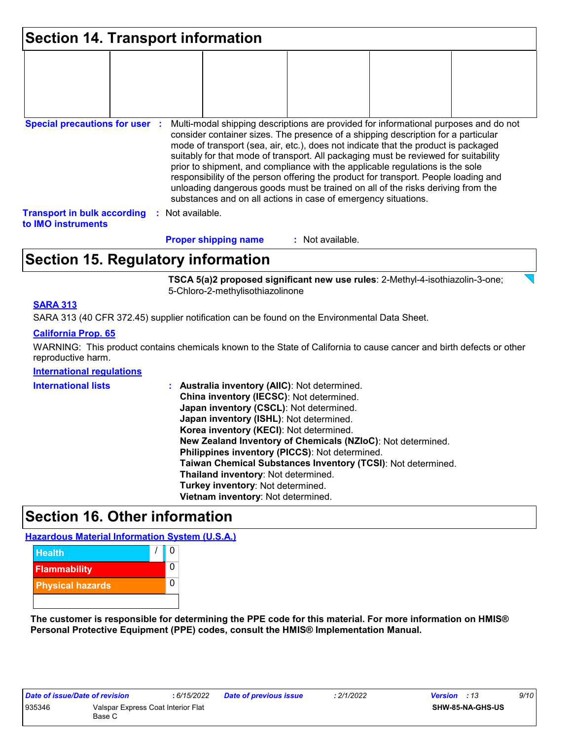# Section 14. Transport information

| | | | | | |
|---|---|---|---|---|---|
| | | | | | |

**Special precautions for user** : Multi-modal shipping descriptions are provided for informational purposes and do not consider container sizes. The presence of a shipping description for a particular mode of transport (sea, air, etc.), does not indicate that the product is packaged suitably for that mode of transport. All packaging must be reviewed for suitability prior to shipment, and compliance with the applicable regulations is the sole responsibility of the person offering the product for transport. People loading and unloading dangerous goods must be trained on all of the risks deriving from the substances and on all actions in case of emergency situations.

**Transport in bulk according to IMO instruments** : Not available.

**Proper shipping name** : Not available.

# Section 15. Regulatory information

**TSCA 5(a)2 proposed significant new use rules**: 2-Methyl-4-isothiazolin-3-one; 5-Chloro-2-methylisothiazolinone

**SARA 313**

SARA 313 (40 CFR 372.45) supplier notification can be found on the Environmental Data Sheet.

**California Prop. 65**

WARNING: This product contains chemicals known to the State of California to cause cancer and birth defects or other reproductive harm.

**International regulations**

**International lists** :
- **Australia inventory (AIIC)**: Not determined.
- **China inventory (IECSC)**: Not determined.
- **Japan inventory (CSCL)**: Not determined.
- **Japan inventory (ISHL)**: Not determined.
- **Korea inventory (KECI)**: Not determined.
- **New Zealand Inventory of Chemicals (NZIoC)**: Not determined.
- **Philippines inventory (PICCS)**: Not determined.
- **Taiwan Chemical Substances Inventory (TCSI)**: Not determined.
- **Thailand inventory**: Not determined.
- **Turkey inventory**: Not determined.
- **Vietnam inventory**: Not determined.

# Section 16. Other information

**Hazardous Material Information System (U.S.A.)**

| | |
|---|---|
| Health | / 0 |
| Flammability | 0 |
| Physical hazards | 0 |
| | |

**The customer is responsible for determining the PPE code for this material. For more information on HMIS® Personal Protective Equipment (PPE) codes, consult the HMIS® Implementation Manual.**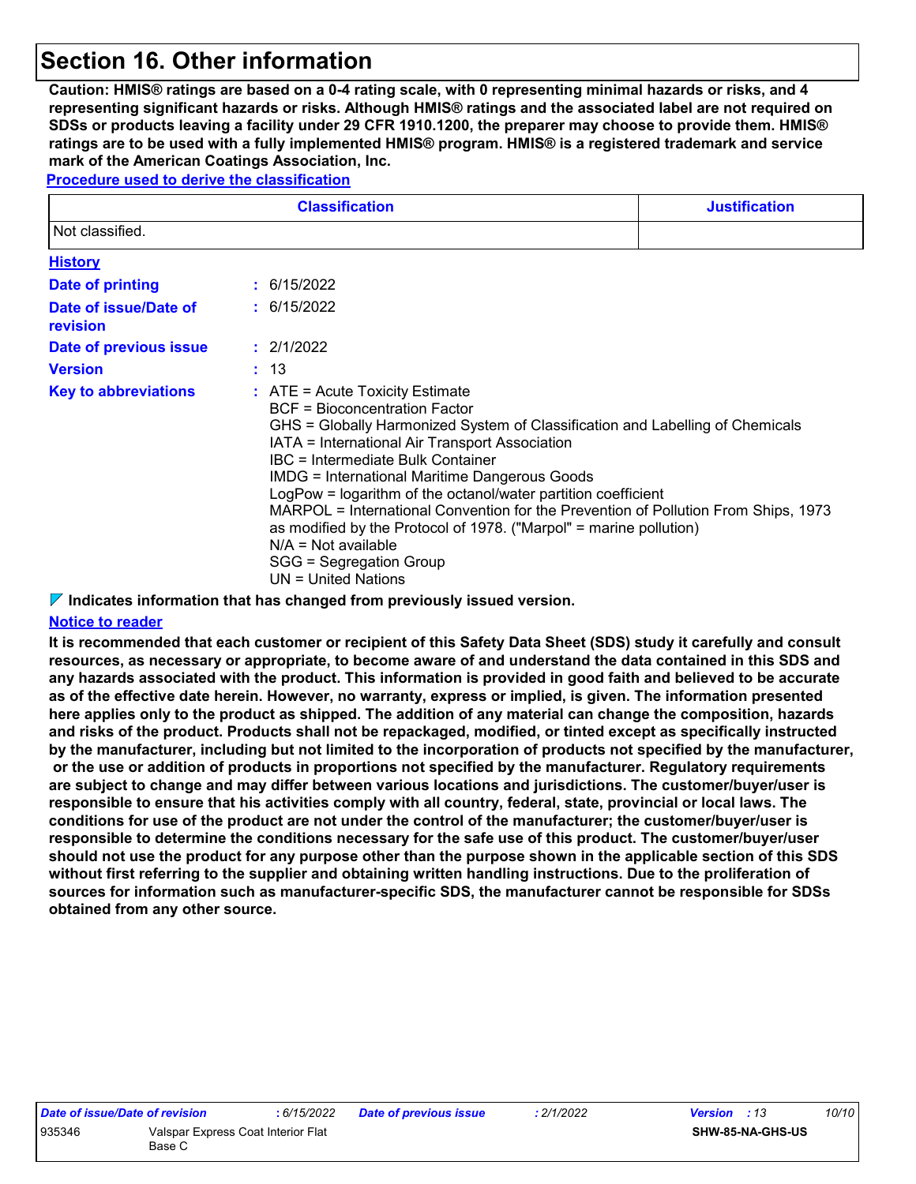# Section 16. Other information

**Caution: HMIS® ratings are based on a 0-4 rating scale, with 0 representing minimal hazards or risks, and 4 representing significant hazards or risks. Although HMIS® ratings and the associated label are not required on SDSs or products leaving a facility under 29 CFR 1910.1200, the preparer may choose to provide them. HMIS® ratings are to be used with a fully implemented HMIS® program. HMIS® is a registered trademark and service mark of the American Coatings Association, Inc.**

**Procedure used to derive the classification**

| Classification | Justification |
|---|---|
| Not classified. | |

**History**

**Date of printing** : 6/15/2022

**Date of issue/Date of revision** : 6/15/2022

**Date of previous issue** : 2/1/2022

**Version** : 13

**Key to abbreviations** : ATE = Acute Toxicity Estimate
BCF = Bioconcentration Factor
GHS = Globally Harmonized System of Classification and Labelling of Chemicals
IATA = International Air Transport Association
IBC = Intermediate Bulk Container
IMDG = International Maritime Dangerous Goods
LogPow = logarithm of the octanol/water partition coefficient
MARPOL = International Convention for the Prevention of Pollution From Ships, 1973 as modified by the Protocol of 1978. ("Marpol" = marine pollution)
N/A = Not available
SGG = Segregation Group
UN = United Nations

**Indicates information that has changed from previously issued version.**

**Notice to reader**

**It is recommended that each customer or recipient of this Safety Data Sheet (SDS) study it carefully and consult resources, as necessary or appropriate, to become aware of and understand the data contained in this SDS and any hazards associated with the product. This information is provided in good faith and believed to be accurate as of the effective date herein. However, no warranty, express or implied, is given. The information presented here applies only to the product as shipped. The addition of any material can change the composition, hazards and risks of the product. Products shall not be repackaged, modified, or tinted except as specifically instructed by the manufacturer, including but not limited to the incorporation of products not specified by the manufacturer, or the use or addition of products in proportions not specified by the manufacturer. Regulatory requirements are subject to change and may differ between various locations and jurisdictions. The customer/buyer/user is responsible to ensure that his activities comply with all country, federal, state, provincial or local laws. The conditions for use of the product are not under the control of the manufacturer; the customer/buyer/user is responsible to determine the conditions necessary for the safe use of this product. The customer/buyer/user should not use the product for any purpose other than the purpose shown in the applicable section of this SDS without first referring to the supplier and obtaining written handling instructions. Due to the proliferation of sources for information such as manufacturer-specific SDS, the manufacturer cannot be responsible for SDSs obtained from any other source.**